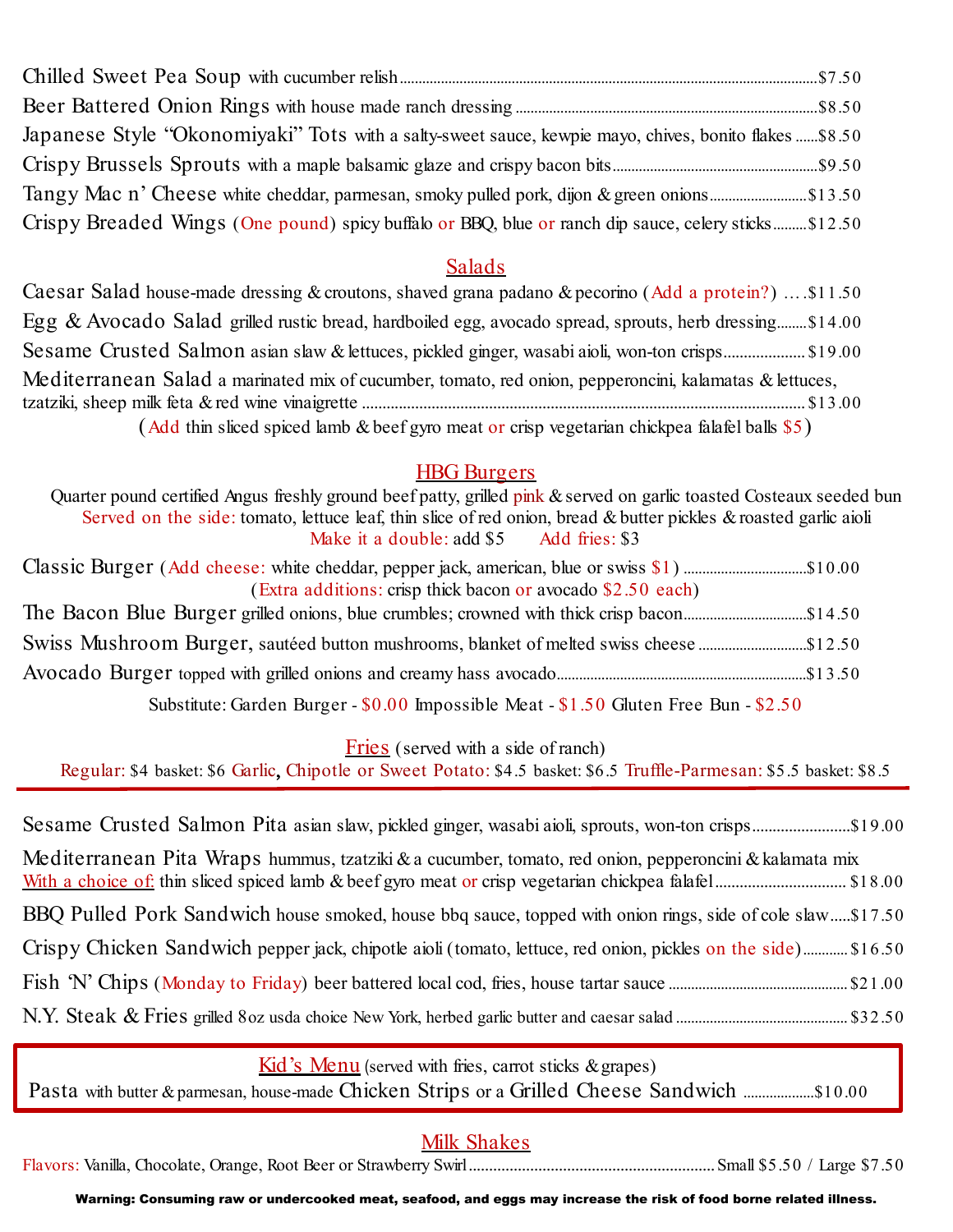Chilled Sweet Pea Soup with cucumber relish ....... $7.50

Beer Battered Onion Rings with house made ranch dressing ....... $8.50

Japanese Style "Okonomiyaki" Tots with a salty-sweet sauce, kewpie mayo, chives, bonito flakes ....... $8.50

Crispy Brussels Sprouts with a maple balsamic glaze and crispy bacon bits ....... $9.50

Tangy Mac n' Cheese white cheddar, parmesan, smoky pulled pork, dijon & green onions ....... $13.50

Crispy Breaded Wings (One pound) spicy buffalo or BBQ, blue or ranch dip sauce, celery sticks ....... $12.50

## Salads

Caesar Salad house-made dressing & croutons, shaved grana padano & pecorino (Add a protein?) ....... $11.50

Egg & Avocado Salad grilled rustic bread, hardboiled egg, avocado spread, sprouts, herb dressing ....... $14.00

Sesame Crusted Salmon asian slaw & lettuces, pickled ginger, wasabi aioli, won-ton crisps ....... $19.00

Mediterranean Salad a marinated mix of cucumber, tomato, red onion, pepperoncini, kalamatas & lettuces, tzatziki, sheep milk feta & red wine vinaigrette ....... $13.00

(Add thin sliced spiced lamb & beef gyro meat or crisp vegetarian chickpea falafel balls $5)

## HBG Burgers

Quarter pound certified Angus freshly ground beef patty, grilled pink & served on garlic toasted Costeaux seeded bun

Served on the side: tomato, lettuce leaf, thin slice of red onion, bread & butter pickles & roasted garlic aioli

Make it a double: add $5 Add fries: $3

Classic Burger (Add cheese: white cheddar, pepper jack, american, blue or swiss $1) ....... $10.00

(Extra additions: crisp thick bacon or avocado $2.50 each)

The Bacon Blue Burger grilled onions, blue crumbles; crowned with thick crisp bacon ....... $14.50

Swiss Mushroom Burger, sautéed button mushrooms, blanket of melted swiss cheese ....... $12.50

Avocado Burger topped with grilled onions and creamy hass avocado ....... $13.50

Substitute: Garden Burger - $0.00 Impossible Meat - $1.50 Gluten Free Bun - $2.50

## Fries (served with a side of ranch)

Regular: $4 basket: $6 Garlic, Chipotle or Sweet Potato: $4.5 basket: $6.5 Truffle-Parmesan: $5.5 basket: $8.5

---

Sesame Crusted Salmon Pita asian slaw, pickled ginger, wasabi aioli, sprouts, won-ton crisps ....... $19.00

Mediterranean Pita Wraps hummus, tzatziki & a cucumber, tomato, red onion, pepperoncini & kalamata mix
With a choice of: thin sliced spiced lamb & beef gyro meat or crisp vegetarian chickpea falafel ....... $18.00

BBQ Pulled Pork Sandwich house smoked, house bbq sauce, topped with onion rings, side of cole slaw ....... $17.50

Crispy Chicken Sandwich pepper jack, chipotle aioli (tomato, lettuce, red onion, pickles on the side) ....... $16.50

Fish 'N' Chips (Monday to Friday) beer battered local cod, fries, house tartar sauce ....... $21.00

N.Y. Steak & Fries grilled 8oz usda choice New York, herbed garlic butter and caesar salad ....... $32.50

## Kid's Menu (served with fries, carrot sticks & grapes)

Pasta with butter & parmesan, house-made Chicken Strips or a Grilled Cheese Sandwich ....... $10.00

## Milk Shakes

Flavors: Vanilla, Chocolate, Orange, Root Beer or Strawberry Swirl ....... Small $5.50 / Large $7.50

**Warning: Consuming raw or undercooked meat, seafood, and eggs may increase the risk of food borne related illness.**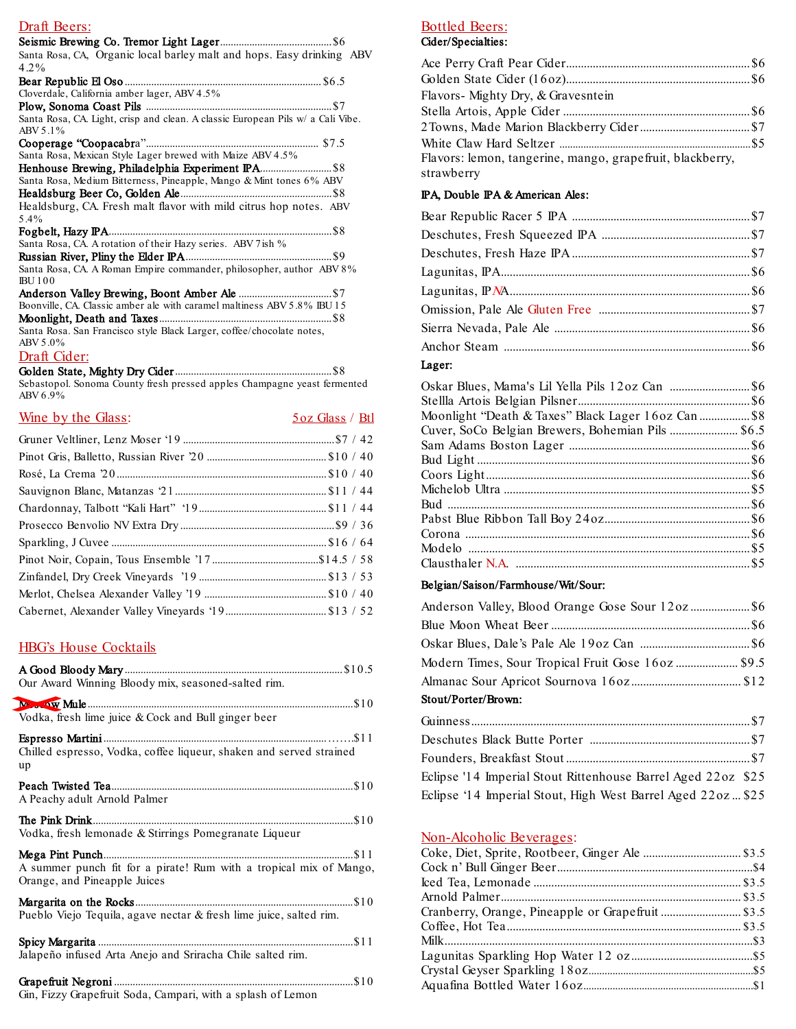## Draft Beers:

**Seismic Brewing Co. Tremor Light Lager** .......... $6
Santa Rosa, CA, Organic local barley malt and hops. Easy drinking ABV 4.2%

**Bear Republic El Oso** .......... $6.5
Cloverdale, California amber lager, ABV 4.5%

**Plow, Sonoma Coast Pils** .......... $7
Santa Rosa, CA. Light, crisp and clean. A classic European Pils w/ a Cali Vibe. ABV 5.1%

**Cooperage "Coopacabra"** .......... $7.5
Santa Rosa, Mexican Style Lager brewed with Maize ABV 4.5%

**Henhouse Brewing, Philadelphia Experiment IPA** .......... $8
Santa Rosa, Medium Bitterness, Pineapple, Mango & Mint tones 6% ABV

**Healdsburg Beer Co, Golden Ale** .......... $8
Healdsburg, CA. Fresh malt flavor with mild citrus hop notes. ABV 5.4%

**Fogbelt, Hazy IPA** .......... $8
Santa Rosa, CA. A rotation of their Hazy series. ABV 7ish %

**Russian River, Pliny the Elder IPA** .......... $9
Santa Rosa, CA. A Roman Empire commander, philosopher, author ABV 8% IBU 100

**Anderson Valley Brewing, Boont Amber Ale** .......... $7
Boonville, CA. Classic amber ale with caramel maltiness ABV 5.8% IBU 15

**Moonlight, Death and Taxes** .......... $8
Santa Rosa. San Francisco style Black Larger, coffee/chocolate notes, ABV 5.0%

## Draft Cider:

**Golden State, Mighty Dry Cider** .......... $8
Sebastopol. Sonoma County fresh pressed apples Champagne yeast fermented ABV 6.9%

## Wine by the Glass:

| | 5oz Glass / Btl |
|---|---|
| Gruner Veltliner, Lenz Moser '19 | $7 / 42 |
| Pinot Gris, Balletto, Russian River '20 | $10 / 40 |
| Rosé, La Crema '20 | $10 / 40 |
| Sauvignon Blanc, Matanzas '21 | $11 / 44 |
| Chardonnay, Talbott "Kali Hart" '19 | $11 / 44 |
| Prosecco Benvolio NV Extra Dry | $9 / 36 |
| Sparkling, J Cuvee | $16 / 64 |
| Pinot Noir, Copain, Tous Ensemble '17 | $14.5 / 58 |
| Zinfandel, Dry Creek Vineyards '19 | $13 / 53 |
| Merlot, Chelsea Alexander Valley '19 | $10 / 40 |
| Cabernet, Alexander Valley Vineyards '19 | $13 / 52 |

## HBG's House Cocktails

**A Good Bloody Mary** .......... $10.5
Our Award Winning Bloody mix, seasoned-salted rim.

**~~Moscow~~ Mule** .......... $10
Vodka, fresh lime juice & Cock and Bull ginger beer

**Espresso Martini** .......... $11
Chilled espresso, Vodka, coffee liqueur, shaken and served strained up

**Peach Twisted Tea** .......... $10
A Peachy adult Arnold Palmer

**The Pink Drink** .......... $10
Vodka, fresh lemonade & Stirrings Pomegranate Liqueur

**Mega Pint Punch** .......... $11
A summer punch fit for a pirate! Rum with a tropical mix of Mango, Orange, and Pineapple Juices

**Margarita on the Rocks** .......... $10
Pueblo Viejo Tequila, agave nectar & fresh lime juice, salted rim.

**Spicy Margarita** .......... $11
Jalapeño infused Arta Anejo and Sriracha Chile salted rim.

**Grapefruit Negroni** .......... $10
Gin, Fizzy Grapefruit Soda, Campari, with a splash of Lemon

## Bottled Beers:

### Cider/Specialties:

- Ace Perry Craft Pear Cider .......... $6
- Golden State Cider (16oz) .......... $6
  Flavors- Mighty Dry, & Gravesntein
- Stella Artois, Apple Cider .......... $6
- 2Towns, Made Marion Blackberry Cider .......... $7
- White Claw Hard Seltzer .......... $5
  Flavors: lemon, tangerine, mango, grapefruit, blackberry, strawberry

### IPA, Double IPA & American Ales:

- Bear Republic Racer 5 IPA .......... $7
- Deschutes, Fresh Squeezed IPA .......... $7
- Deschutes, Fresh Haze IPA .......... $7
- Lagunitas, IPA .......... $6
- Lagunitas, IPNA .......... $6
- Omission, Pale Ale Gluten Free .......... $7
- Sierra Nevada, Pale Ale .......... $6
- Anchor Steam .......... $6

### Lager:

- Oskar Blues, Mama's Lil Yella Pils 12oz Can .......... $6
- Stellla Artois Belgian Pilsner .......... $6
- Moonlight "Death & Taxes" Black Lager 16oz Can .......... $8
- Cuver, SoCo Belgian Brewers, Bohemian Pils .......... $6.5
- Sam Adams Boston Lager .......... $6
- Bud Light .......... $6
- Coors Light .......... $6
- Michelob Ultra .......... $5
- Bud .......... $6
- Pabst Blue Ribbon Tall Boy 24oz .......... $6
- Corona .......... $6
- Modelo .......... $5
- Clausthaler N.A. .......... $5

### Belgian/Saison/Farmhouse/Wit/Sour:

- Anderson Valley, Blood Orange Gose Sour 12oz .......... $6
- Blue Moon Wheat Beer .......... $6
- Oskar Blues, Dale's Pale Ale 19oz Can .......... $6
- Modern Times, Sour Tropical Fruit Gose 16oz .......... $9.5
- Almanac Sour Apricot Sournova 16oz .......... $12

### Stout/Porter/Brown:

- Guinness .......... $7
- Deschutes Black Butte Porter .......... $7
- Founders, Breakfast Stout .......... $7
- Eclipse '14 Imperial Stout Rittenhouse Barrel Aged 22oz $25
- Eclipse '14 Imperial Stout, High West Barrel Aged 22oz ... $25

## Non-Alcoholic Beverages:

- Coke, Diet, Sprite, Rootbeer, Ginger Ale .......... $3.5
- Cock n' Bull Ginger Beer .......... $4
- Iced Tea, Lemonade .......... $3.5
- Arnold Palmer .......... $3.5
- Cranberry, Orange, Pineapple or Grapefruit .......... $3.5
- Coffee, Hot Tea .......... $3.5
- Milk .......... $3
- Lagunitas Sparkling Hop Water 12 oz .......... $5
- Crystal Geyser Sparkling 18oz .......... $5
- Aquafina Bottled Water 16oz .......... $1